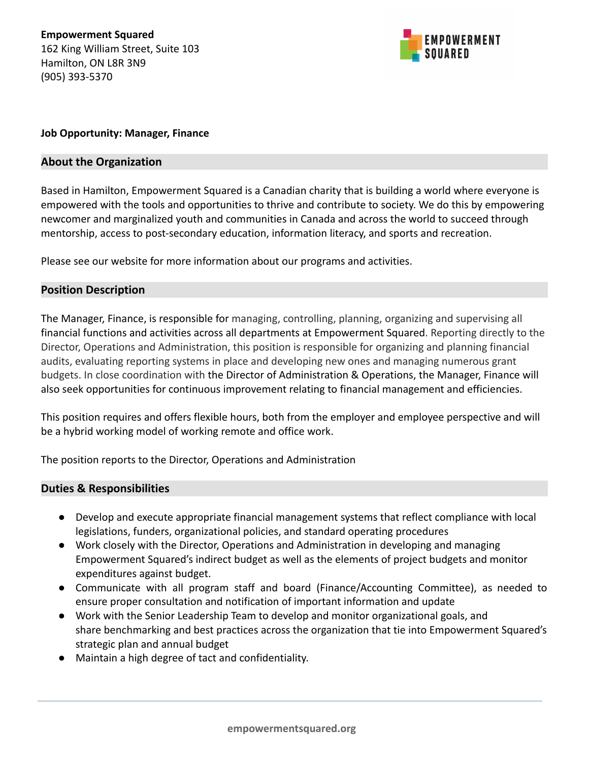**Empowerment Squared**
162 King William Street, Suite 103
Hamilton, ON L8R 3N9
(905) 393-5370

**Job Opportunity: Manager, Finance**

## About the Organization

Based in Hamilton, Empowerment Squared is a Canadian charity that is building a world where everyone is empowered with the tools and opportunities to thrive and contribute to society. We do this by empowering newcomer and marginalized youth and communities in Canada and across the world to succeed through mentorship, access to post-secondary education, information literacy, and sports and recreation.

Please see our website for more information about our programs and activities.

## Position Description

The Manager, Finance, is responsible for managing, controlling, planning, organizing and supervising all financial functions and activities across all departments at Empowerment Squared. Reporting directly to the Director, Operations and Administration, this position is responsible for organizing and planning financial audits, evaluating reporting systems in place and developing new ones and managing numerous grant budgets. In close coordination with the Director of Administration & Operations, the Manager, Finance will also seek opportunities for continuous improvement relating to financial management and efficiencies.

This position requires and offers flexible hours, both from the employer and employee perspective and will be a hybrid working model of working remote and office work.

The position reports to the Director, Operations and Administration

## Duties & Responsibilities

- Develop and execute appropriate financial management systems that reflect compliance with local legislations, funders, organizational policies, and standard operating procedures
- Work closely with the Director, Operations and Administration in developing and managing Empowerment Squared's indirect budget as well as the elements of project budgets and monitor expenditures against budget.
- Communicate with all program staff and board (Finance/Accounting Committee), as needed to ensure proper consultation and notification of important information and update
- Work with the Senior Leadership Team to develop and monitor organizational goals, and share benchmarking and best practices across the organization that tie into Empowerment Squared's strategic plan and annual budget
- Maintain a high degree of tact and confidentiality.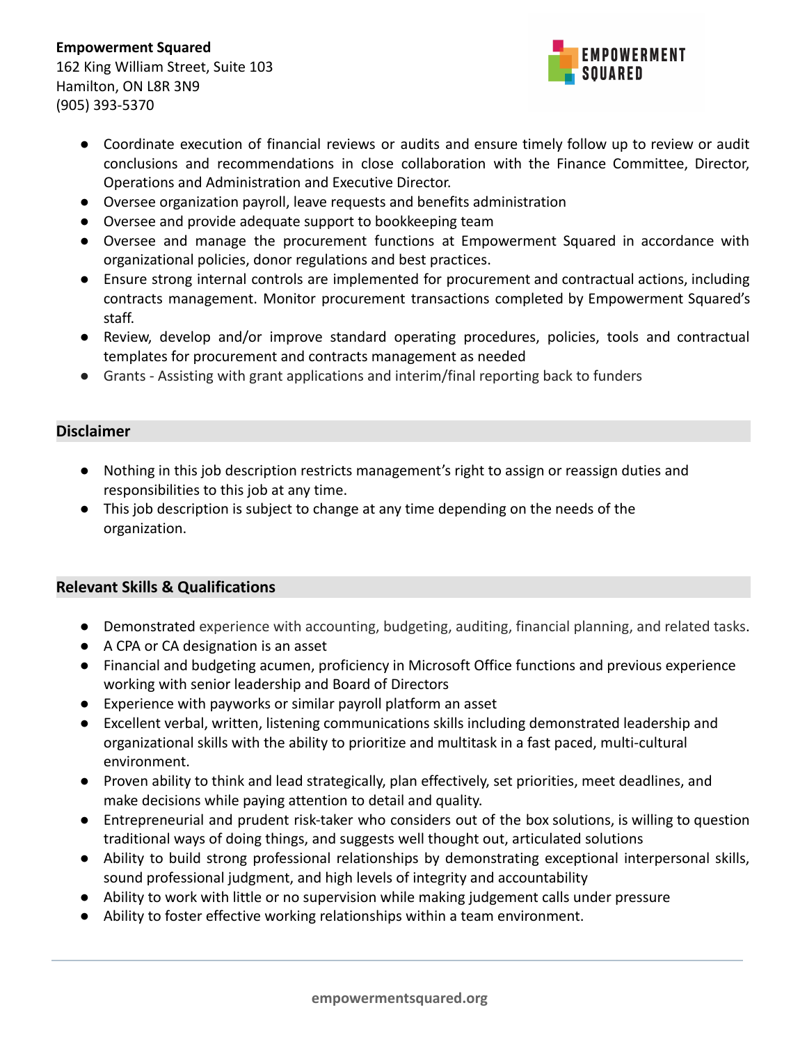- Coordinate execution of financial reviews or audits and ensure timely follow up to review or audit conclusions and recommendations in close collaboration with the Finance Committee, Director, Operations and Administration and Executive Director.
- Oversee organization payroll, leave requests and benefits administration
- Oversee and provide adequate support to bookkeeping team
- Oversee and manage the procurement functions at Empowerment Squared in accordance with organizational policies, donor regulations and best practices.
- Ensure strong internal controls are implemented for procurement and contractual actions, including contracts management. Monitor procurement transactions completed by Empowerment Squared's staff.
- Review, develop and/or improve standard operating procedures, policies, tools and contractual templates for procurement and contracts management as needed
- Grants - Assisting with grant applications and interim/final reporting back to funders

## Disclaimer

- Nothing in this job description restricts management's right to assign or reassign duties and responsibilities to this job at any time.
- This job description is subject to change at any time depending on the needs of the organization.

## Relevant Skills & Qualifications

- Demonstrated experience with accounting, budgeting, auditing, financial planning, and related tasks.
- A CPA or CA designation is an asset
- Financial and budgeting acumen, proficiency in Microsoft Office functions and previous experience working with senior leadership and Board of Directors
- Experience with payworks or similar payroll platform an asset
- Excellent verbal, written, listening communications skills including demonstrated leadership and organizational skills with the ability to prioritize and multitask in a fast paced, multi-cultural environment.
- Proven ability to think and lead strategically, plan effectively, set priorities, meet deadlines, and make decisions while paying attention to detail and quality.
- Entrepreneurial and prudent risk-taker who considers out of the box solutions, is willing to question traditional ways of doing things, and suggests well thought out, articulated solutions
- Ability to build strong professional relationships by demonstrating exceptional interpersonal skills, sound professional judgment, and high levels of integrity and accountability
- Ability to work with little or no supervision while making judgement calls under pressure
- Ability to foster effective working relationships within a team environment.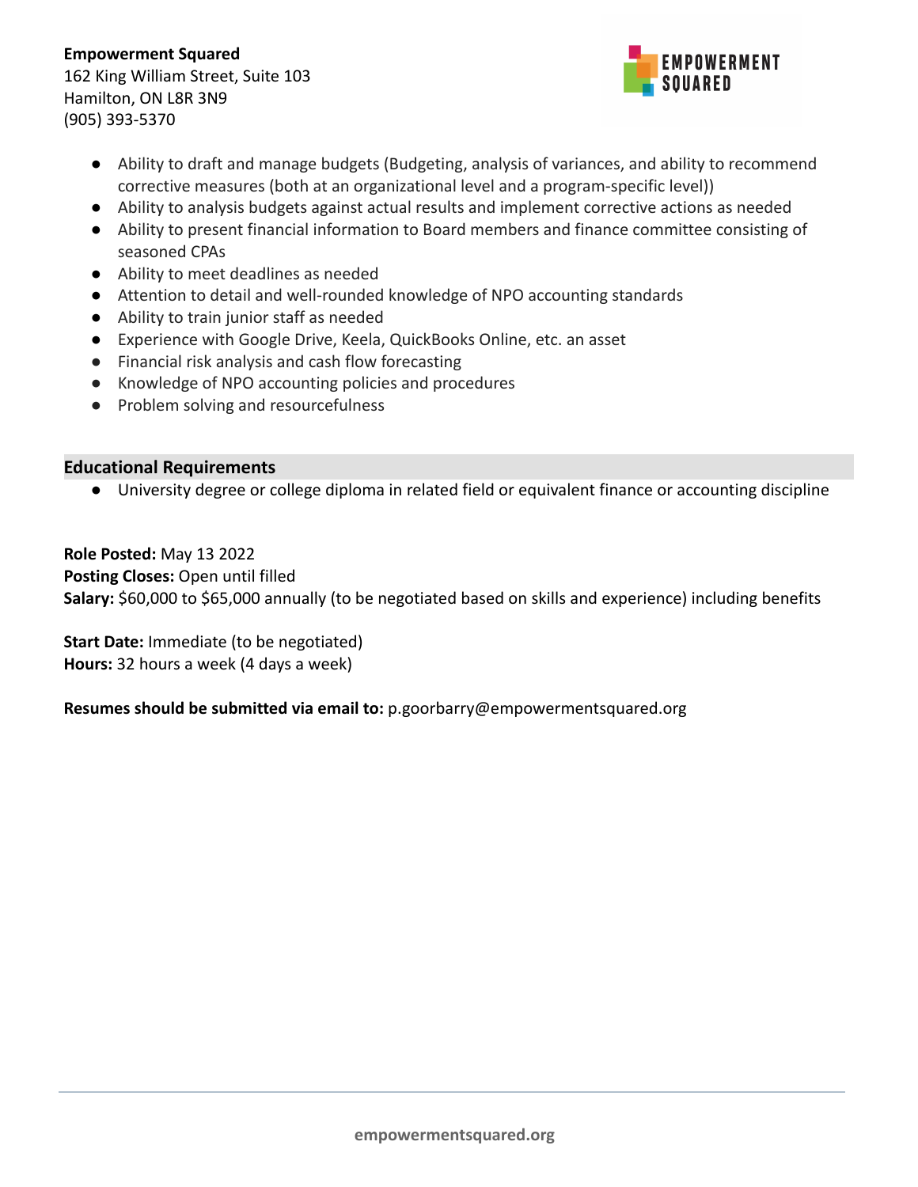- Ability to draft and manage budgets (Budgeting, analysis of variances, and ability to recommend corrective measures (both at an organizational level and a program-specific level))
- Ability to analysis budgets against actual results and implement corrective actions as needed
- Ability to present financial information to Board members and finance committee consisting of seasoned CPAs
- Ability to meet deadlines as needed
- Attention to detail and well-rounded knowledge of NPO accounting standards
- Ability to train junior staff as needed
- Experience with Google Drive, Keela, QuickBooks Online, etc. an asset
- Financial risk analysis and cash flow forecasting
- Knowledge of NPO accounting policies and procedures
- Problem solving and resourcefulness

## Educational Requirements

- University degree or college diploma in related field or equivalent finance or accounting discipline

**Role Posted:** May 13 2022
**Posting Closes:** Open until filled
**Salary:** $60,000 to $65,000 annually (to be negotiated based on skills and experience) including benefits

**Start Date:** Immediate (to be negotiated)
**Hours:** 32 hours a week (4 days a week)

**Resumes should be submitted via email to:** p.goorbarry@empowermentsquared.org